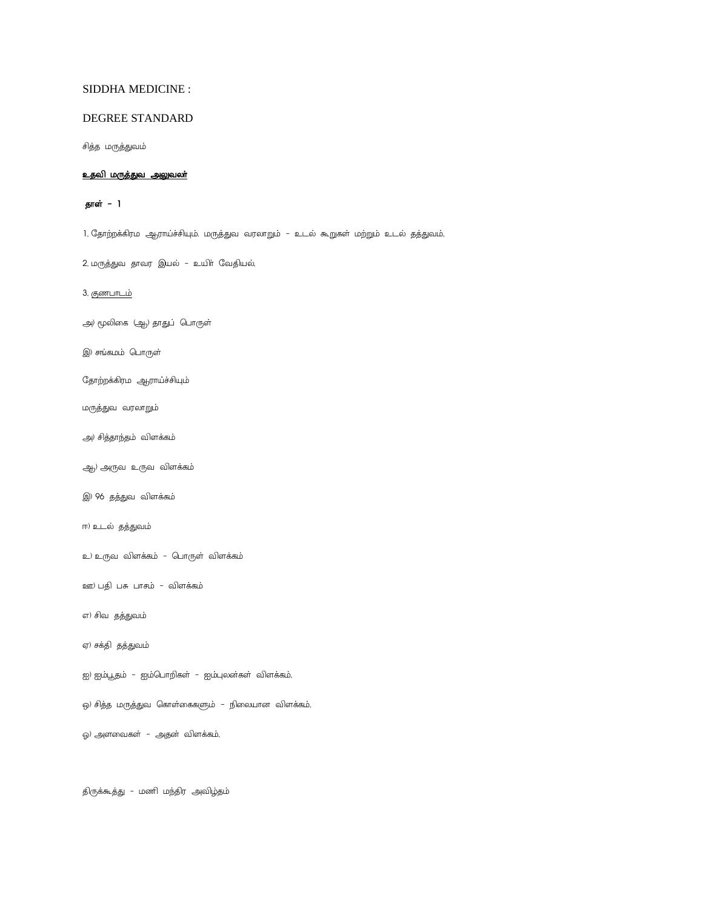SIDDHA MEDICINE :

DEGREE STANDARD

சித்த மருத்துவம்

**உதவி மருத்துவ அலுவலர்**

**தாள் - 1**

1. தோற்றக்கிரம ஆராய்ச்சியும். மருத்துவ வரலாறும் - உடல் கூறுகள் மற்றும் உடல் தத்துவம்,

2. மருத்துவ தாவர இயல் - உயிர் வேதியல்,

3. குணபாடம்

அ) மூலிகை (ஆ) தாதுப் பொருள்

இ) சங்கமம் பொருள்

தோற்றக்கிரம ஆராய்ச்சியும்

மருத்துவ வரலாறும்

அ) சித்தாந்தம் விளக்கம்

ஆ) அருவ உருவ விளக்கம்

இ) 96 தத்துவ விளக்கம்

ஈ) உடல் தத்துவம்

உ) உருவ விளக்கம் - பொருள் விளக்கம்

ஊ) பதி பசு பாசம் - விளக்கம்

எ) சிவ தத்துவம்

ஏ) சக்தி தத்துவம்

ஐ) ஐம்பூதம் - ஐம்பொறிகள் - ஐம்புலன்கள் விளக்கம்,

ஒ) சித்த மருத்துவ கொள்கைகளும் - நிலையான விளக்கம்,

ஓ) அளவைகள் - அதன் விளக்கம்,

திருக்கூத்து - மணி மந்திர அவிழ்தம்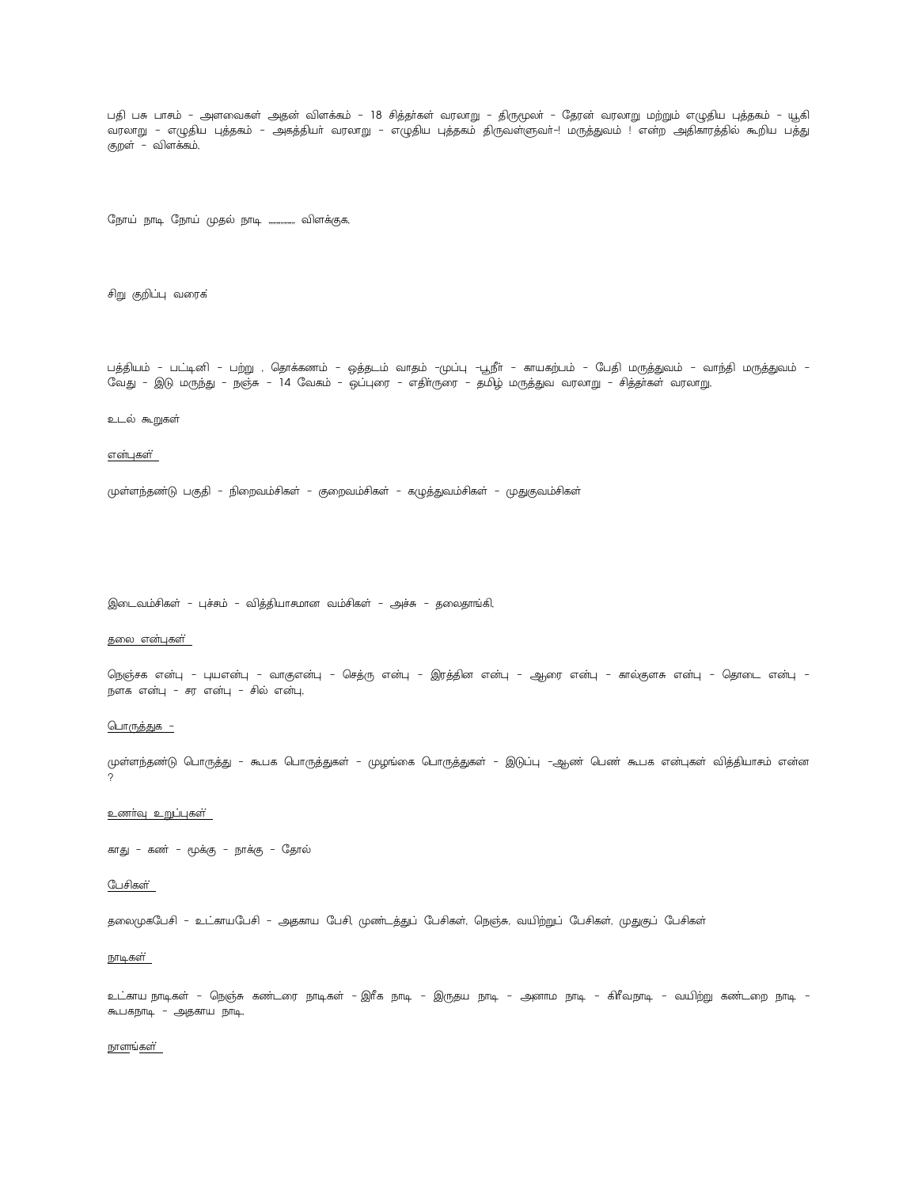பதி பசு பாசம் - அளவைகள் அதன் விளக்கம் - 18 சித்தர்கள் வரலாறு - திருமூலர் - தேரன் வரலாறு மற்றும் எழுதிய புத்தகம் - யூகி வரலாறு - எழுதிய புத்தகம் - அகத்தியர் வரலாறு - எழுதிய புத்தகம் திருவள்ளுவர்-! மருத்துவம் ! என்ற அதிகாரத்தில் கூறிய பத்து குறள் - விளக்கம்.

நோய் நாடி நோய் முதல் நாடி ............. விளக்குக.

சிறு குறிப்பு வரைக

பத்தியம் - பட்டினி - பற்று , தொக்கணம் - ஒத்தடம் வாதம் -முப்பு -பூநீர் - காயகற்பம் - பேதி மருத்துவம் - வாந்தி மருத்துவம் - வேது - இடு மருந்து - நஞ்சு - 14 வேகம் - ஒப்புரை - எதிர்உரை - தமிழ் மருத்துவ வரலாறு - சித்தர்கள் வரலாறு.

உடல் கூறுகள்

<u>என்புகள்</u>

முள்ளந்தண்டு பகுதி - நிறைவம்சிகள் - குறைவம்சிகள் - கழுத்துவம்சிகள் - முதுகுவம்சிகள்

இடைவம்சிகள் - புச்சம் - வித்தியாசமான வம்சிகள் - அச்சு - தலைதாங்கி.

<u>தலை என்புகள்</u>

நெஞ்சக என்பு - புயஎன்பு - வாகுஎன்பு - செத்ரு என்பு - இரத்தின என்பு - ஆரை என்பு - கால்குளசு என்பு - தொடை என்பு - நளக என்பு - சர என்பு - சில் என்பு.

<u>பொருத்துக -</u>

முள்ளந்தண்டு பொருத்து - கூபக பொருத்துகள் - முழங்கை பொருத்துகள் - இடுப்பு -ஆண் பெண் கூபக என்புகள் வித்தியாசம் என்ன ?

<u>உணர்வு உறுப்புகள்</u>

காது - கண் - மூக்கு - நாக்கு - தோல்

<u>பேசிகள்</u>

தலைமுகபேசி - உட்காயபேசி - அதகாய பேசி, முண்டத்துப் பேசிகள், நெஞ்சு, வயிற்றுப் பேசிகள், முதுகுப் பேசிகள்

<u>நாடிகள்</u>

உட்காய நாடிகள் - நெஞ்சு கண்டரை நாடிகள் - இரீக நாடி - இருதய நாடி - அனாம நாடி - கிரீவநாடி - வயிற்று கண்டறை நாடி - கூபகநாடி - அதகாய நாடி.

<u>நாளங்கள்</u>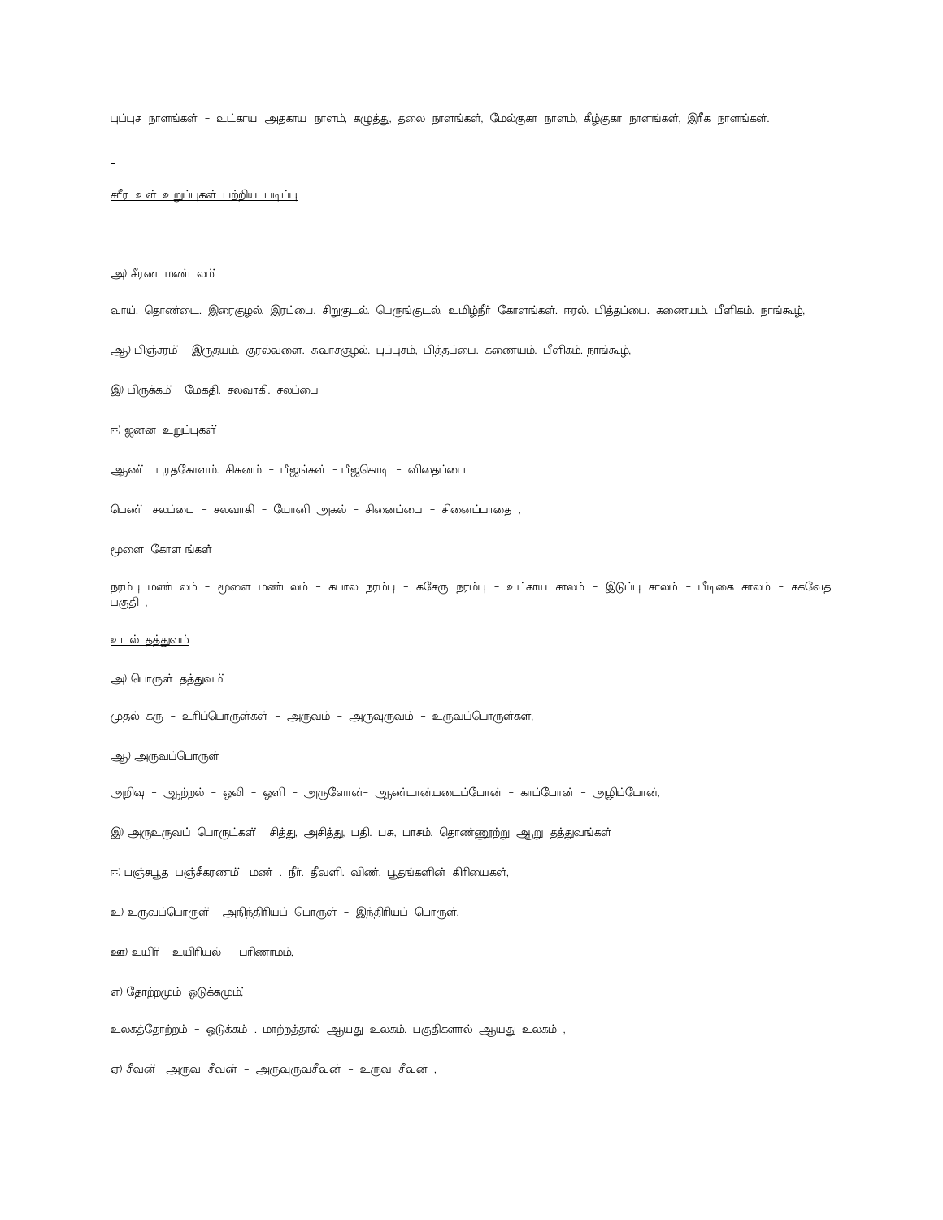புப்புச நாளங்கள் - உட்காய அதகாய நாளம், கழுத்து, தலை நாளங்கள், மேல்குகா நாளம், கீழ்குகா நாளங்கள், இரீக நாளங்கள்.

<u>சரீர உள் உறுப்புகள் பற்றிய படிப்பு</u>

அ) சீரண மண்டலம்

வாய். தொண்டை. இரைகுழல். இரப்பை. சிறுகுடல். பெருங்குடல். உமிழ்நீர் கோளங்கள். ஈரல். பித்தப்பை. கணையம். பீளிகம். நாங்கூழ்,

ஆ) பிஞ்சரம் இருதயம். குரல்வளை. சுவாசகுழல். புப்புசம், பித்தப்பை. கணையம். பீளிகம். நாங்கூழ்,

இ) பிருக்கம் மேகதி. சலவாகி. சலப்பை

ஈ) ஜனன உறுப்புகள்

ஆண் புரதகோளம். சிசுனம் - பீஜங்கள் - பீஜகொடி - விதைப்பை

பெண் சலப்பை - சலவாகி - யோனி அகல் - சினைப்பை - சினைப்பாதை ,

<u>மூளை கோள ங்கள்</u>

நரம்பு மண்டலம் - மூளை மண்டலம் - கபால நரம்பு - கசேரு நரம்பு - உட்காய சாலம் - இடுப்பு சாலம் - பீடிகை சாலம் - சகவேத பகுதி ,

<u>உடல் தத்துவம்</u>

அ) பொருள் தத்துவம்

முதல் கரு - உரிப்பொருள்கள் - அருவம் - அருவுருவம் - உருவப்பொருள்கள்,

ஆ) அருவப்பொருள்

அறிவு - ஆற்றல் - ஒலி - ஒளி - அருளோன்- ஆண்டான்படைப்போன் - காப்போன் - அழிப்போன்,

இ) அருஉருவப் பொருட்கள் சித்து, அசித்து, பதி. பசு, பாசம். தொண்ணூற்று ஆறு தத்துவங்கள்

ஈ) பஞ்சபூத பஞ்சீகரணம் மண் . நீர். தீவளி. விண். பூதங்களின் கிரியைகள்,

உ) உருவப்பொருள் அநிந்திரியப் பொருள் - இந்திரியப் பொருள்,

ஊ) உயிர் உயிரியல் - பரிணாமம்,

எ) தோற்றமும் ஒடுக்கமும்;

உலகத்தோற்றம் - ஒடுக்கம் . மாற்றத்தால் ஆயது உலகம். பகுதிகளால் ஆயது உலகம் ,

ஏ) சீவன் அருவ சீவன் - அருவுருவசீவன் - உருவ சீவன் ,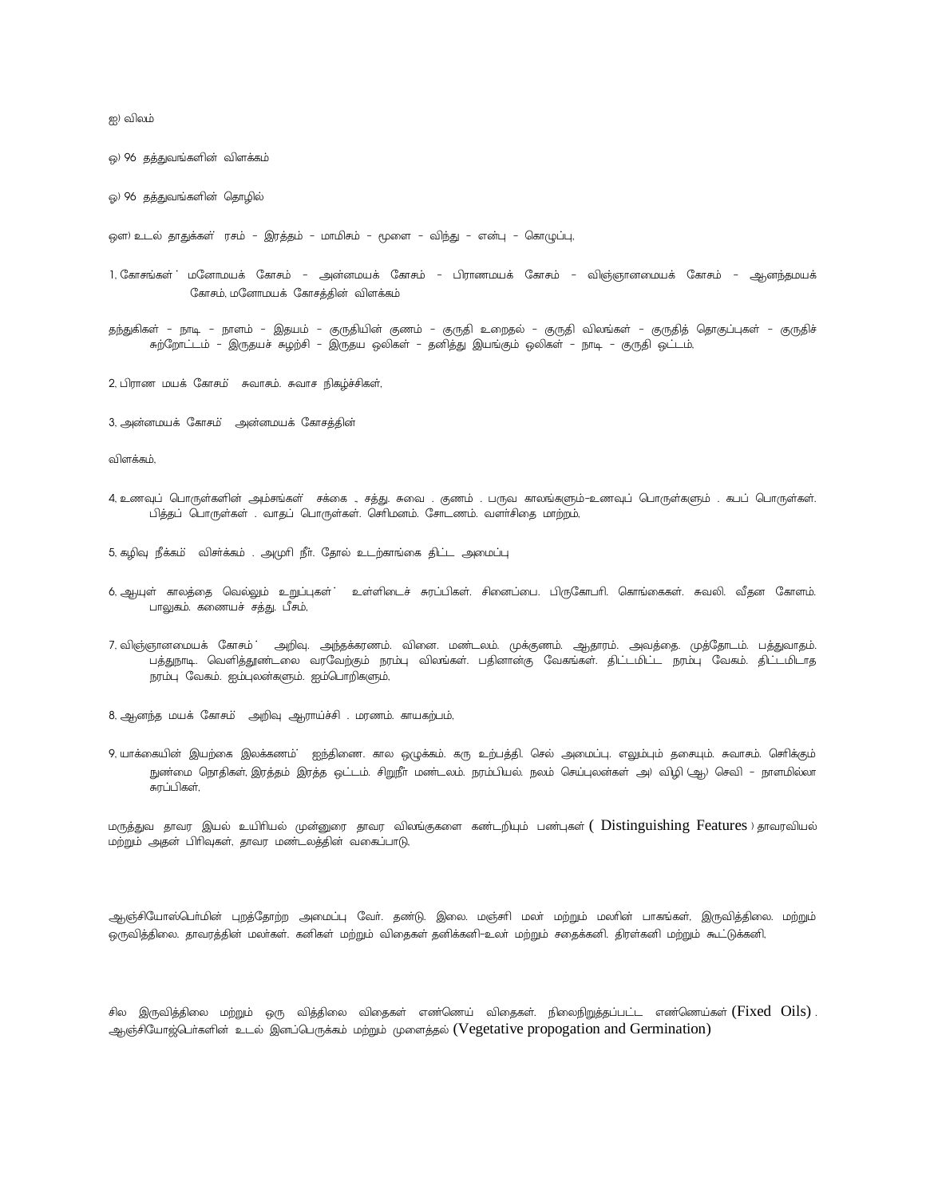ஐ) விலம்

ஒ) 96 தத்துவங்களின் விளக்கம்

ஓ) 96 தத்துவங்களின் தொழில்

ஔ) உடல் தாதுக்கள் ரசம் – இரத்தம் – மாமிசம் – மூளை – விந்து – என்பு – கொழுப்பு,

1. கோசங்கள் : மனோமயக் கோசம் – அன்னமயக் கோசம் – பிராணமயக் கோசம் – விஞ்ஞானமயக் கோசம் – ஆனந்தமயக் கோசம். மனோமயக் கோசத்தின் விளக்கம்

தந்துகிகள் – நாடி – நாளம் – இதயம் – குருதியின் குணம் – குருதி உறைதல் – குருதி விலங்கள் – குருதித் தொகுப்புகள் – குருதிச் சுற்றோட்டம் – இருதயச் சுழற்சி – இருதய ஒலிகள் – தனித்து இயங்கும் ஒலிகள் – நாடி – குருதி ஓட்டம்.

2. பிராண மயக் கோசம் சுவாசம். சுவாச நிகழ்ச்சிகள்,

3. அன்னமயக் கோசம் அன்னமயக் கோசத்தின்

விளக்கம்,

4. உணவுப் பொருள்களின் அம்சங்கள் சக்கை , சத்து. சுவை . குணம் . பருவ காலங்களும்–உணவுப் பொருள்களும் . கபப் பொருள்கள். பித்தப் பொருள்கள் . வாதப் பொருள்கள். செரிமனம். சோடணம். வளர்சிதை மாற்றம்,

5. கழிவு நீக்கம் விசர்க்கம் . அமுரி நீர். தோல் உடற்காங்கை திட்ட அமைப்பு

6. ஆயுள் காலத்தை வெல்லும் உறுப்புகள் : உள்ளிடைச் சுரப்பிகள். சினைப்பை. பிருகோபரி. கொங்கைகள். சுவலி. வீதன கோளம். பாலுகம். கணையச் சத்து. பீசம்,

7. விஞ்ஞானமையக் கோசம் : அறிவு. அந்தக்கரணம். வினை. மண்டலம். முக்குணம். ஆதாரம். அவத்தை. முத்தோடம். பத்துவாதம். பத்துநாடி. வெளித்தூண்டலை வரவேற்கும் நரம்பு விலங்கள். பதினான்கு வேகங்கள். திட்டமிட்ட நரம்பு வேகம். திட்டமிடாத நரம்பு வேகம். ஐம்புலன்களும். ஐம்பொறிகளும்,

8. ஆனந்த மயக் கோசம் அறிவு ஆராய்ச்சி . மரணம். காயகற்பம்,

9. யாக்கையின் இயற்கை இலக்கணம் : ஐந்திணை. கால ஒழுக்கம். கரு உற்பத்தி. செல் அமைப்பு. எலும்பும் தசையும். சுவாசம். செரிக்கும் நுண்மை நொதிகள், இரத்தம் இரத்த ஓட்டம். சிறுநீர் மண்டலம். நரம்பியல். நலம் செய்புலன்கள் அ) விழி (ஆ) செவி – நாளமில்லா சுரப்பிகள்,

மருத்துவ தாவர இயல் உயிரியல் முன்னுரை தாவர விலங்குகளை கண்டறியும் பண்புகள் ( Distinguishing Features ) தாவரவியல் மற்றும் அதன் பிரிவுகள், தாவர மண்டலத்தின் வகைப்பாடு,

ஆஞ்சியோஸ்பெர்மின் புறத்தோற்ற அமைப்பு வேர். தண்டு. இலை. மஞ்சரி மலர் மற்றும் மலரின் பாகங்கள், இருவித்திலை. மற்றும் ஒருவித்திலை. தாவரத்தின் மலர்கள். கனிகள் மற்றும் விதைகள் தனிக்கனி–உலர் மற்றும் சதைக்கனி. திரள்கனி மற்றும் கூட்டுக்கனி,

சில இருவித்திலை மற்றும் ஒரு வித்திலை விதைகள் எண்ணெய் விதைகள். நிலைநிறுத்தப்பட்ட எண்ணெய்கள் (Fixed Oils) . ஆஞ்சியோஜ்பெர்களின் உடல் இனப்பெருக்கம் மற்றும் முளைத்தல் (Vegetative propogation and Germination)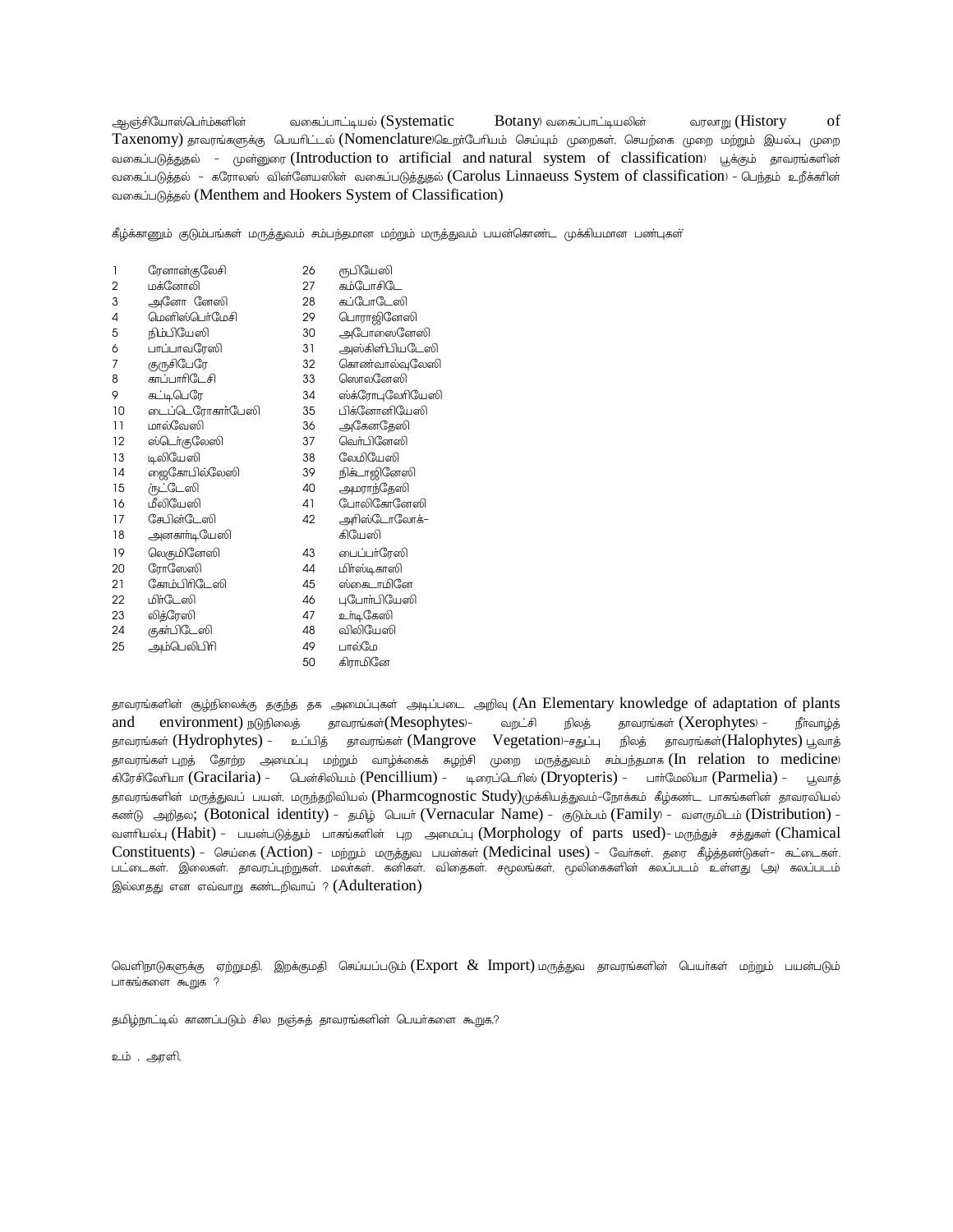ஆஞ்சியோஸ்பெர்ம்களின் வகைப்பாட்டியல் (Systematic Botany) வகைப்பாட்டியலின் வரலாறு (History of Taxenomy) தாவரங்களுக்கு பெயரிட்டல் (Nomenclature) ஹெற்பேரியம் செய்யும் முறைகள், செயற்கை முறை மற்றும் இயல்பு முறை வகைப்படுத்துதல் - முன்னுரை (Introduction to artificial and natural system of classification) பூக்கும் தாவரங்களின் வகைப்படுத்தல் - கரோலஸ் லின்னேயஸின் வகைப்படுத்துதல் (Carolus Linnaeuss System of classification) - பெந்தம் உறீக்கரின் வகைப்படுத்தல் (Menthem and Hookers System of Classification)

கீழ்க்காணும் குடும்பங்கள் மருத்துவம் சம்பந்தமான மற்றும் மருத்துவம் பயன்கொண்ட முக்கியமான பண்புகள்

| | | | |
|---|---|---|---|
| 1 | ரேனான்குலேசி | 26 | ரூபியேஸி |
| 2 | மக்னோலி | 27 | கம்போசிடே |
| 3 | அனோ னேஸி | 28 | கப்போடேஸி |
| 4 | மெனிஸ்பெர்மேசி | 29 | பொராஜினேஸி |
| 5 | நிம்பியேஸி | 30 | அபோஸைனேஸி |
| 6 | பாப்பாவரேஸி | 31 | அஸ்கிளிபியடேஸி |
| 7 | குருசிபேரே | 32 | கொண்வால்வுலேஸி |
| 8 | காப்பாரிடேசி | 33 | ஸொலனேஸி |
| 9 | கட்டிபெரே | 34 | ஸ்க்ரோபுலேரியேஸி |
| 10 | டைப்டெரோகார்பேஸி | 35 | பிக்னோனியேஸி |
| 11 | மால்வேஸி | 36 | அகேனதேஸி |
| 12 | ஸ்டெர்குலேஸி | 37 | வெர்பினேஸி |
| 13 | டிலியேஸி | 38 | லேமியேஸி |
| 14 | ஜைகோபில்லேஸி | 39 | நிக்டாஜினேஸி |
| 15 | ருட்டேஸி | 40 | அமராந்தேஸி |
| 16 | மீலியேஸி | 41 | போலிகோனேஸி |
| 17 | சேபின்டேஸி | 42 | அரிஸ்டோலோக்கியேஸி |
| 18 | அனகார்டியேஸி | | |
| 19 | லெகுமினேஸி | 43 | பைப்பர்ரேஸி |
| 20 | ரோஸேஸி | 44 | மிர்ஸ்டிகாஸி |
| 21 | கோம்பிரிடேஸி | 45 | ஸ்கைடாமினே |
| 22 | மிர்டேஸி | 46 | புபோர்பியேஸி |
| 23 | லித்ரேஸி | 47 | உர்டிகேஸி |
| 24 | குகர்பிடேஸி | 48 | லிலியேஸி |
| 25 | அம்பெலிபிரி | 49 | பால்மே |
| | | 50 | கிராமினே |

தாவரங்களின் சூழ்நிலைக்கு தகுந்த தக அமைப்புகள் அடிப்படை அறிவு (An Elementary knowledge of adaptation of plants and environment) நடுநிலைத் தாவரங்கள்(Mesophytes) - வறட்சி நிலத் தாவரங்கள் (Xerophytes) - நீர்வாழ்த் தாவரங்கள் (Hydrophytes) - உப்பித் தாவரங்கள் (Mangrove Vegetation) - சதுப்பு நிலத் தாவரங்கள்(Halophytes) பூவாத் தாவரங்கள் புறத் தோற்ற அமைப்பு மற்றும் வாழ்க்கைக் சுழற்சி முறை மருத்துவம் சம்பந்தமாக (In relation to medicine) கிரேசிலேரியா (Gracilaria) - பென்சிலியம் (Pencillium) - டிரைப்டெரிஸ் (Dryopteris) - பார்மேலியா (Parmelia) - பூவாத் தாவரங்களின் மருத்துவப் பயன், மருந்தறிவியல் (Pharmcognostic Study) முக்கியத்துவம்-நோக்கம் கீழ்கண்ட பாகங்களின் தாவரவியல் கண்டு அறிதல்; (Botonical identity) - தமிழ் பெயர் (Vernacular Name) - குடும்பம் (Family) - வளருமிடம் (Distribution) - வளரியல்பு (Habit) - பயன்படுத்தும் பாகங்களின் புற அமைப்பு (Morphology of parts used) - மருந்துச் சத்துகள் (Chamical Constituents) - செய்கை (Action) - மற்றும் மருத்துவ பயன்கள் (Medicinal uses) - வேர்கள். தரை கீழ்த்தண்டுகள்- கட்டைகள். பட்டைகள். இலைகள். தாவரப்புற்றுகள். மலர்கள். கனிகள். விதைகள். சமூலங்கள், மூலிகைகளின் கலப்படம் உள்ளது (அ) கலப்படம் இல்லாதது என எவ்வாறு கண்டறிவாய் ? (Adulteration)

வெளிநாடுகளுக்கு ஏற்றுமதி, இறக்குமதி செய்யப்படும் (Export & Import) மருத்துவ தாவரங்களின் பெயர்கள் மற்றும் பயன்படும் பாகங்களை கூறுக ?

தமிழ்நாட்டில் காணப்படும் சில நஞ்சுத் தாவரங்களின் பெயர்களை கூறுக,?

உம் , அரளி,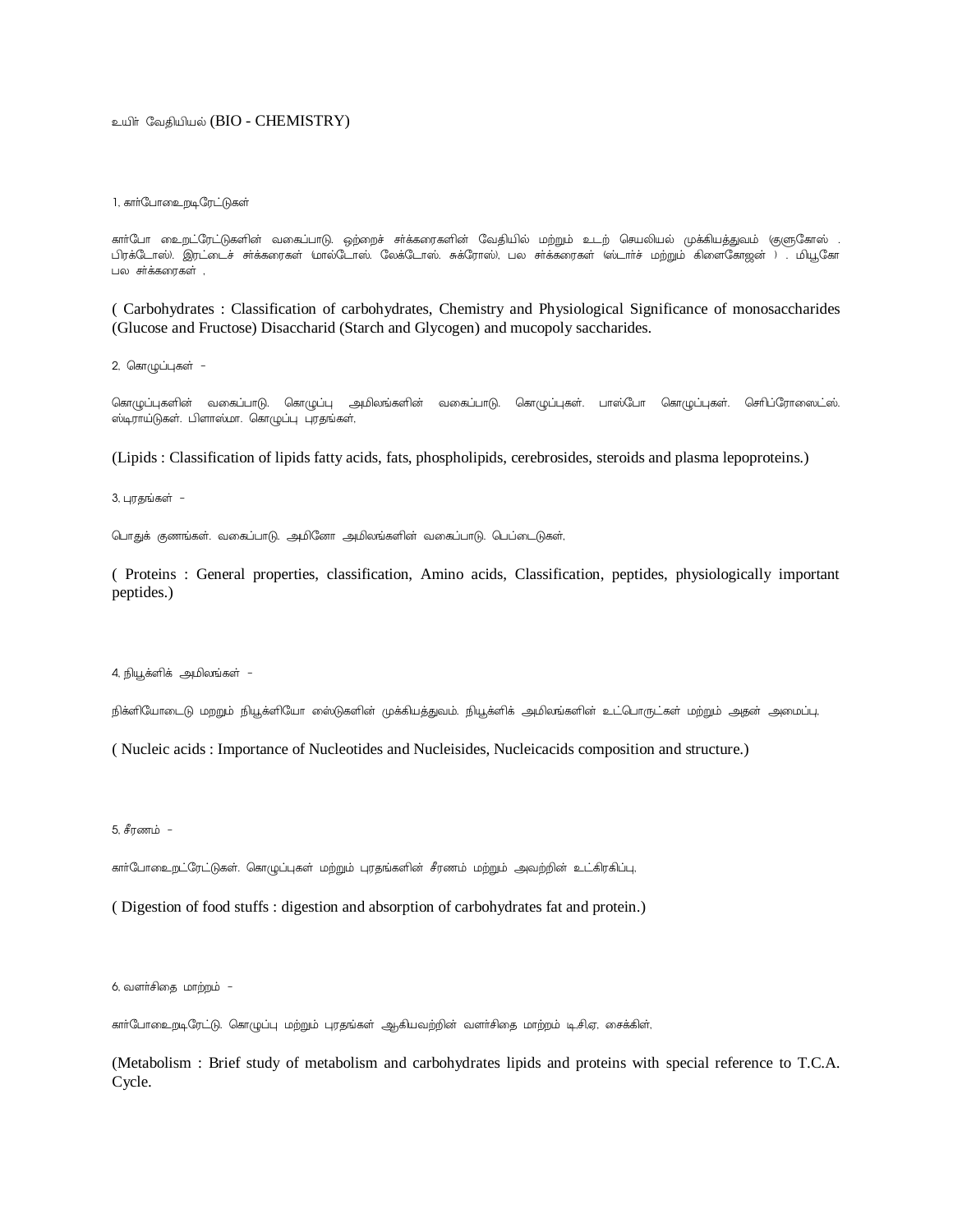உயிர் வேதியியல் (BIO - CHEMISTRY)

1. கார்போஹைடிரேட்டுகள்

கார்போ ஹைடிரேட்டுகளின் வகைப்பாடு. ஒற்றைச் சர்க்கரைகளின் வேதியில் மற்றும் உடற் செயலியல் முக்கியத்துவம் (குளுகோஸ் . பிரக்டோஸ்). இரட்டைச் சர்க்கரைகள் (மால்டோஸ். லேக்டோஸ். சுக்ரோஸ்), பல சர்க்கரைகள் (ஸ்டார்ச் மற்றும் கிளைகோஜன் ) . மியூகோ பல சர்க்கரைகள் ,

( Carbohydrates : Classification of carbohydrates, Chemistry and Physiological Significance of monosaccharides (Glucose and Fructose) Disaccharid (Starch and Glycogen) and mucopoly saccharides.

2. கொழுப்புகள் -

கொழுப்புகளின் வகைப்பாடு. கொழுப்பு அமிலங்களின் வகைப்பாடு. கொழுப்புகள். பாஸ்போ கொழுப்புகள். செரிப்ரோஸைட்ஸ். ஸ்டிராய்டுகள். பிளாஸ்மா. கொழுப்பு புரதங்கள்,

(Lipids : Classification of lipids fatty acids, fats, phospholipids, cerebrosides, steroids and plasma lepoproteins.)

3. புரதங்கள் -

பொதுக் குணங்கள். வகைப்பாடு. அமினோ அமிலங்களின் வகைப்பாடு. பெப்டைடுகள்,

( Proteins : General properties, classification, Amino acids, Classification, peptides, physiologically important peptides.)

4. நியூக்ளிக் அமிலங்கள் -

நிக்ளியோடைடு மறறும் நியூக்ளியோ ஸைடுகளின் முக்கியத்துவம். நியூக்ளிக் அமிலங்களின் உட்பொருட்கள் மற்றும் அதன் அமைப்பு,

( Nucleic acids : Importance of Nucleotides and Nucleisides, Nucleicacids composition and structure.)

5. சீரணம் -

கார்போஹைடிரேட்டுகள். கொழுப்புகள் மற்றும் புரதங்களின் சீரணம் மற்றும் அவற்றின் உட்கிரகிப்பு,

( Digestion of food stuffs : digestion and absorption of carbohydrates fat and protein.)

6. வளர்சிதை மாற்றம் -

கார்போஹைடிரேட்டு. கொழுப்பு மற்றும் புரதங்கள் ஆகியவற்றின் வளர்சிதை மாற்றம் டி.சி.ஏ, சைக்கிள்,

(Metabolism : Brief study of metabolism and carbohydrates lipids and proteins with special reference to T.C.A. Cycle.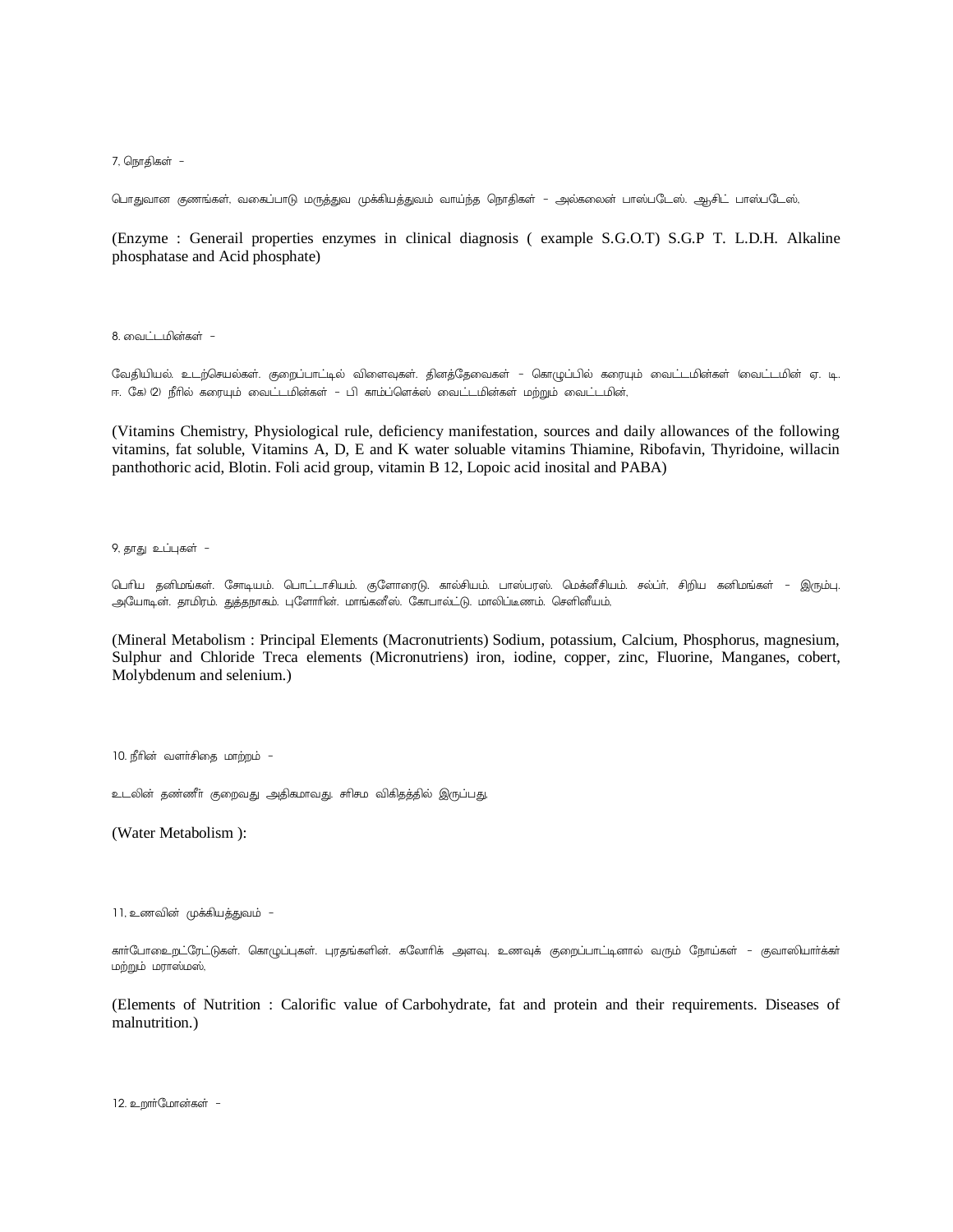7. நொதிகள் -

பொதுவான குணங்கள், வகைப்பாடு மருத்துவ முக்கியத்துவம் வாய்ந்த நொதிகள் - அல்கலைன் பாஸ்படேஸ், ஆசிட் பாஸ்படேஸ்,

(Enzyme : Generail properties enzymes in clinical diagnosis ( example S.G.O.T) S.G.P T. L.D.H. Alkaline phosphatase and Acid phosphate)

8. வைட்டமின்கள் -

வேதியியல், உடற்செயல்கள், குறைப்பாட்டில் விளைவுகள், தினத்தேவைகள் - கொழுப்பில் கரையும் வைட்டமின்கள் (வைட்டமின் ஏ, டி, ஈ, கே) (2) நீரில் கரையும் வைட்டமின்கள் - பி காம்ப்ளெக்ஸ் வைட்டமின்கள் மற்றும் வைட்டமின்,

(Vitamins Chemistry, Physiological rule, deficiency manifestation, sources and daily allowances of the following vitamins, fat soluble, Vitamins A, D, E and K water soluable vitamins Thiamine, Ribofavin, Thyridoine, willacin panthothoric acid, Blotin. Foli acid group, vitamin B 12, Lopoic acid inosital and PABA)

9. தாது உப்புகள் -

பெரிய தனிமங்கள், சோடியம், பொட்டாசியம், குளோரைடு, கால்சியம், பாஸ்பரஸ், மெக்னீசியம், சல்ப்ர், சிறிய கனிமங்கள் - இரும்பு, அயோடின், தாமிரம், துத்தநாகம், புளோரின், மாங்கனீஸ், கோபால்ட்டு, மாலிப்டிணம், செளினீயம்,

(Mineral Metabolism : Principal Elements (Macronutrients) Sodium, potassium, Calcium, Phosphorus, magnesium, Sulphur and Chloride Treca elements (Micronutriens) iron, iodine, copper, zinc, Fluorine, Manganes, cobert, Molybdenum and selenium.)

10. நீரின் வளர்சிதை மாற்றம் -

உடலின் தண்ணீர் குறைவது அதிகமாவது, சரிசம விகிதத்தில் இருப்பது,

(Water Metabolism ):

11. உணவின் முக்கியத்துவம் -

கார்போஹைட்ரேட்டுகள், கொழுப்புகள், புரதங்களின், கலோரிக் அளவு, உணவுக் குறைப்பாட்டினால் வரும் நோய்கள் - குவாஸியார்க்கர் மற்றும் மராஸ்மஸ்,

(Elements of Nutrition : Calorific value of Carbohydrate, fat and protein and their requirements. Diseases of malnutrition.)

12. ஹார்மோன்கள் -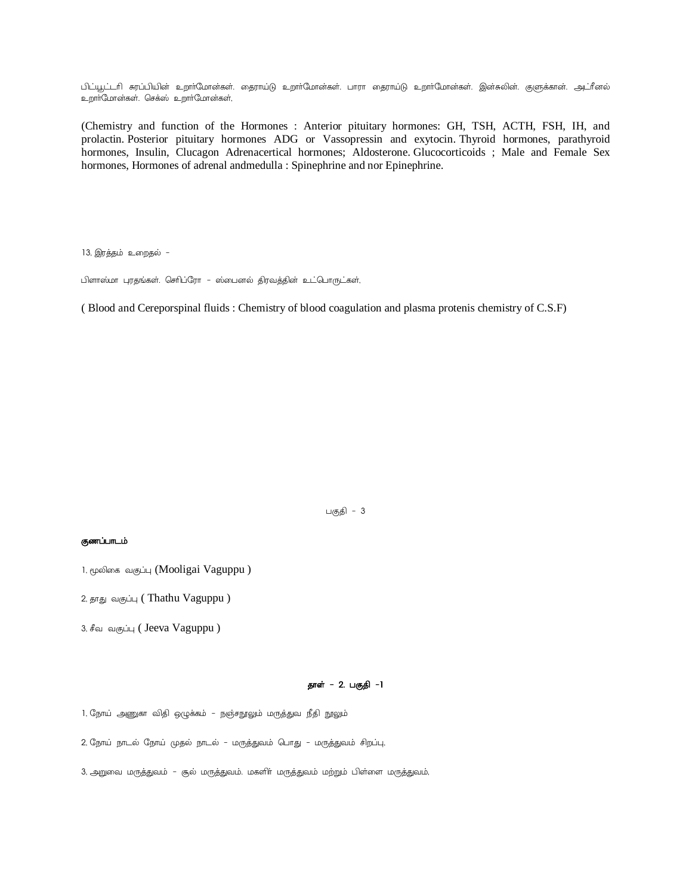பிட்யூட்டரி சுரப்பியின் உறார்மோன்கள். தைராய்டு உறார்மோன்கள். பாரா தைராய்டு உறார்மோன்கள். இன்சுலின். குளுக்கான். அட்ரீனல் உறார்மோன்கள். செக்ஸ் உறார்மோன்கள்,

(Chemistry and function of the Hormones : Anterior pituitary hormones: GH, TSH, ACTH, FSH, IH, and prolactin. Posterior pituitary hormones ADG or Vassopressin and exytocin. Thyroid hormones, parathyroid hormones, Insulin, Clucagon Adrenacertical hormones; Aldosterone. Glucocorticoids ; Male and Female Sex hormones, Hormones of adrenal andmedulla : Spinephrine and nor Epinephrine.

13. இரத்தம் உறைதல் -

பிளாஸ்மா புரதங்கள். செரிப்ரோ - ஸ்பைனல் திரவத்தின் உட்பொருட்கள்,

( Blood and Cereporspinal fluids : Chemistry of blood coagulation and plasma protenis chemistry of C.S.F)

பகுதி - 3

**குணப்பாடம்**

1. மூலிகை வகுப்பு (Mooligai Vaguppu )

2. தாது வகுப்பு ( Thathu Vaguppu )

3. சீவ வகுப்பு ( Jeeva Vaguppu )

**தாள் - 2. பகுதி -1**

1. நோய் அணுகா விதி ஒழுக்கம் - நஞ்சநூலும் மருத்துவ நீதி நூலும்

2. நோய் நாடல் நோய் முதல் நாடல் - மருத்துவம் பொது - மருத்துவம் சிறப்பு,

3. அறுவை மருத்துவம் - சூல் மருத்துவம். மகளிர் மருத்துவம் மற்றும் பிள்ளை மருத்துவம்,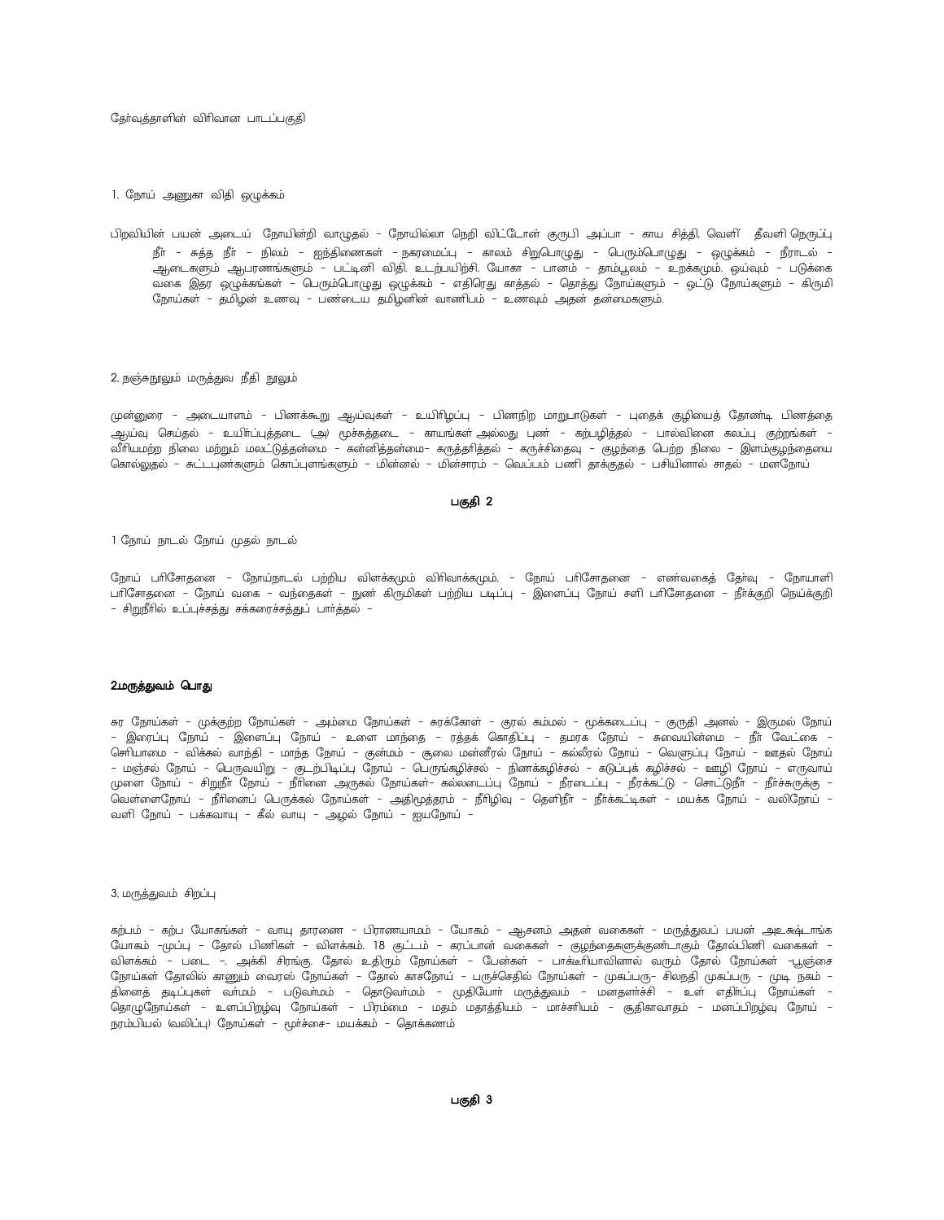தேர்வுத்தாளின் விரிவான பாடப்பகுதி

1. நோய் அணுகா விதி ஒழுக்கம்

பிறவியின் பயன் அடைய நோயின்றி வாழுதல் - நோயில்லா நெறி விட்டோன் குருபி அப்பா - காய சித்தி, வெளி தீவளி நெருப்பு நீர் - சுத்த நீர் - நிலம் - ஐந்திணைகள் - நகரமைப்பு - காலம் சிறுபொழுது - பெரும்பொழுது - ஒழுக்கம் - நீராடல் - ஆடைகளும் ஆபரணங்களும் - பட்டினி விதி, உடற்பயிற்சி, யோகா - பானம் - தாம்பூலம் - உறக்கமும், ஓய்வும் - படுக்கை வகை இதர ஒழுக்கங்கள் - பெரும்பொழுது ஒழுக்கம் - எதிரெது காத்தல் - தொத்து நோய்களும் - ஒட்டு நோய்களும் - கிருமி நோய்கள் - தமிழன் உணவு - பண்டைய தமிழனின் வாணிபம் - உணவும் அதன் தன்மைகளும்.

2. நஞ்சுநூலும் மருத்துவ நீதி நூலும்

முன்னுரை - அடையாளம் - பிணக்கூறு ஆய்வுகள் - உயிரிழப்பு - பிணநிற மாறுபாடுகள் - புதைக் குழியைத் தோண்டி பிணத்தை ஆய்வு செய்தல் - உயிர்ப்புத்தடை (அ) மூச்சுத்தடை - காயங்கள் அல்லது புண் - கற்பழித்தல் - பால்வினை கலப்பு குற்றங்கள் - வீரியமற்ற நிலை மற்றும் மலட்டுத்தன்மை - கன்னித்தன்மை- கருத்தரித்தல் - கருச்சிதைவு - குழந்தை பெற்ற நிலை - இளம்குழந்தையை கொல்லுதல் - சுட்டபுண்களும் கொப்புளங்களும் - மின்னல் - மின்சாரம் - வெப்பம் பணி தாக்குதல் - பசியினால் சாதல் - மனநோய்

## பகுதி 2

1 நோய் நாடல் நோய் முதல் நாடல்

நோய் பரிசோதனை - நோய்நாடல் பற்றிய விளக்கமும் விரிவாக்கமும், - நோய் பரிசோதனை - எண்வகைத் தேர்வு - நோயாளி பரிசோதனை - நோய் வகை - வந்தைகள் - நுண் கிருமிகள் பற்றிய படிப்பு - இளைப்பு நோய் சளி பரிசோதனை - நீர்க்குறி நெய்க்குறி - சிறுநீரில் உப்புச்சத்து சக்கரைச்சத்துப் பார்த்தல் -

**2மருத்துவம் பொது**

சுர நோய்கள் - முக்குற்ற நோய்கள் - அம்மை நோய்கள் - சுரக்கோள் - குரல் கம்மல் - மூக்கடைப்பு - குருதி அனல் - இருமல் நோய் - இரைப்பு நோய் - இளைப்பு நோய் - உளை மாந்தை - ரத்தக் கொதிப்பு - தமரக நோய் - சுவையின்மை - நீர் வேட்கை - செரியாமை - விக்கல் வாந்தி - மாந்த நோய் - குன்மம் - சூலை மன்னீரல் நோய் - கல்லீரல் நோய் - வெளுப்பு நோய் - ஊதல் நோய் - மஞ்சல் நோய் - பெருவயிறு - குடற்பிடிப்பு நோய் - பெருங்கழிச்சல் - நிணக்கழிச்சல் - கடுப்புக் கழிச்சல் - ஊழி நோய் - எருவாய் முளை நோய் - சிறுநீர் நோய் - நீரினை அருகல் நோய்கள்- கல்லடைப்பு நோய் - நீரடைப்பு - நீர்க்கட்டு - சொட்டுநீர் - நீர்ச்சுருக்கு - வெள்ளைநோய் - நீரினைப் பெருக்கல் நோய்கள் - அதிமூத்தரம் - நீரிழிவு - தெளிநீர் - நீர்க்கட்டிகள் - மயக்க நோய் - வலிநோய் - வளி நோய் - பக்கவாயு - கீல் வாயு - அழல் நோய் - ஐயநோய் -

3. மருத்துவம் சிறப்பு

கற்பம் - கற்ப யோகங்கள் - வாயு தாரணை - பிராணயாமம் - யோகம் - ஆசனம் அதன் வகைகள் - மருத்துவப் பயன் அஉஷ்டாங்க யோகம் -முப்பு - தோல் பிணிகள் - விளக்கம். 18 குட்டம் - கரப்பான் வகைகள் - குழந்தைகளுக்குண்டாகும் தோல்பிணி வகைகள் - விளக்கம் - படை -. அக்கி சிரங்கு. தோல் உதிரும் நோய்கள் - பேன்கள் - பாக்டீரியாவினால் வரும் தோல் நோய்கள் -பூஞ்சை நோய்கள் தோலில் காணும் வைரஸ் நோய்கள் - தோல் காசநோய் - பருச்செதில் நோய்கள் - முகப்பரு- சிலந்தி முகப்பரு - முடி நகம் - தினைத் தடிப்புகள் வர்மம் - படுவர்மம் - தொடுவர்மம் - முதியோர் மருத்துவம் - மனதளர்ச்சி - உள் எதிர்ப்பு நோய்கள் - தொழுநோய்கள் - உளப்பிறழ்வு நோய்கள் - பிரம்மை - மதம் மதாத்தியம் - மாச்சரியம் - சூதிகாவாதம் - மனப்பிறழ்வு நோய் - நரம்பியல் (வலிப்பு) நோய்கள் - மூர்ச்சை- மயக்கம் - தொக்கணம்

## பகுதி 3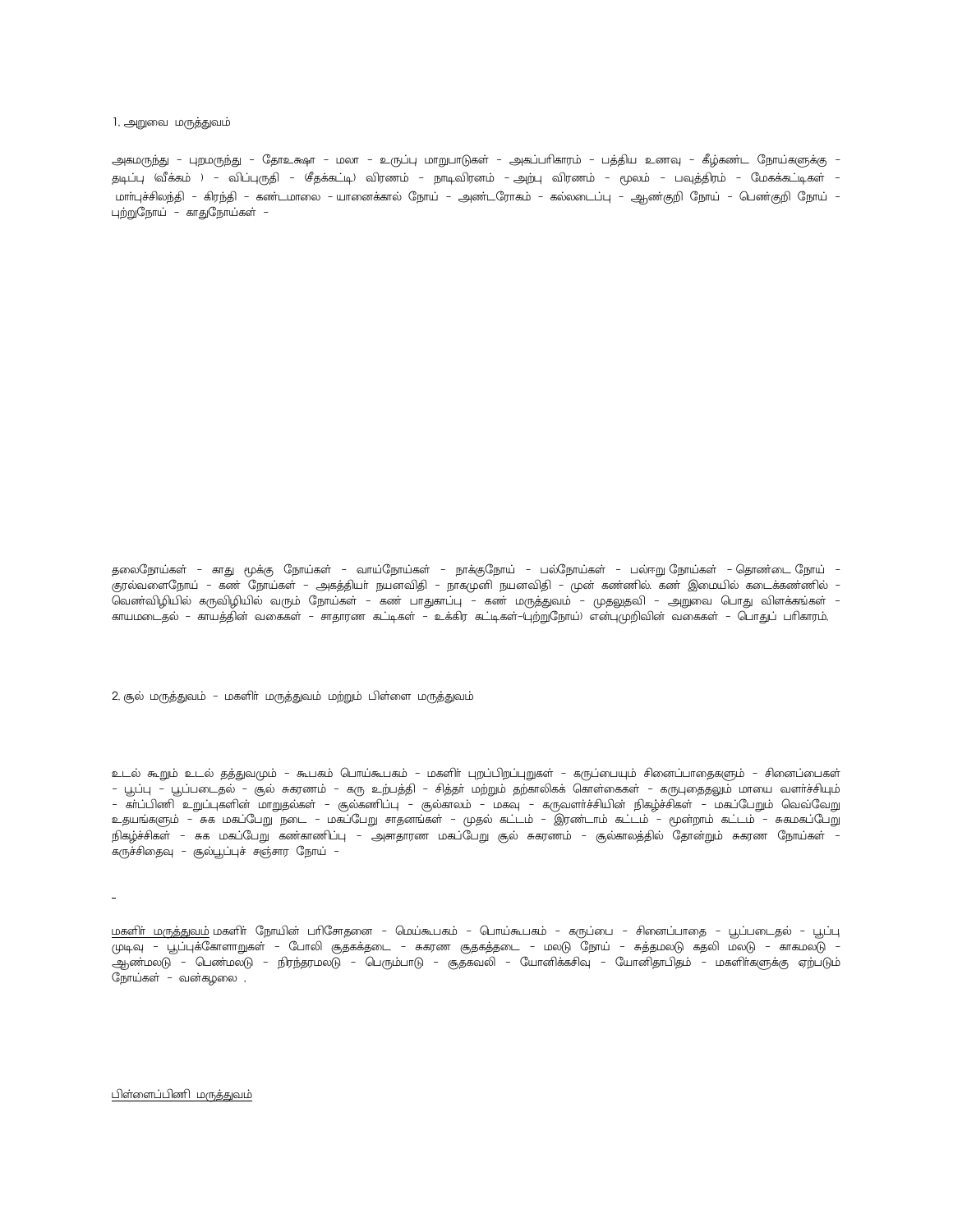1. அறுவை மருத்துவம்

அகமருந்து – புறமருந்து – தோஉக்ஷா – மலா – உருப்பு மாறுபாடுகள் – அகப்பரிகாரம் – பத்திய உணவு – கீழ்கண்ட நோய்களுக்கு – தடிப்பு (வீக்கம் ) – விப்புருதி – (சீதக்கட்டி) விரணம் – நாடிவிரனம் – அற்பு விரணம் – மூலம் – பவுத்திரம் – மேகக்கட்டிகள் – மார்புச்சிலந்தி – கிரந்தி – கண்டமாலை – யானைக்கால் நோய் – அண்டரோகம் – கல்லடைப்பு – ஆண்குறி நோய் – பெண்குறி நோய் – புற்றுநோய் – காதுநோய்கள் –

தலைநோய்கள் – காது மூக்கு நோய்கள் – வாய்நோய்கள் – நாக்குநோய் – பல்நோய்கள் – பல்ஈறு நோய்கள் – தொண்டை நோய் – குரல்வளைநோய் – கண் நோய்கள் – அகத்தியர் நயனவிதி – நாகமுனி நயனவிதி – முன் கண்ணில். கண் இமையில் கடைக்கண்ணில் – வெண்விழியில் கருவிழியில் வரும் நோய்கள் – கண் பாதுகாப்பு – கண் மருத்துவம் – முதலுதவி – அறுவை பொது விளக்கங்கள் – காயமடைதல் – காயத்தின் வகைகள் – சாதாரண கட்டிகள் – உக்கிர கட்டிகள்–(புற்றுநோய்) என்புமுறிவின் வகைகள் – பொதுப் பரிகாரம்.

2. சூல் மருத்துவம் – மகளிர் மருத்துவம் மற்றும் பிள்ளை மருத்துவம்

உடல் கூறும் உடல் தத்துவமும் – கூபகம் பொய்கூபகம் – மகளிர் புறப்பிறப்புறுகள் – கருப்பையும் சினைப்பாதைகளும் – சினைப்பைகள் – பூப்பு – பூப்படைதல் – சூல் சுகரணம் – கரு உற்பத்தி – சித்தர் மற்றும் தற்காலிகக் கொள்கைகள் – கருபுதைதலும் மாயை வளர்ச்சியும் – கர்ப்பிணி உறுப்புகளின் மாறுதல்கள் – சூல்கணிப்பு – சூல்காலம் – மகவு – கருவளர்ச்சியின் நிகழ்ச்சிகள் – மகப்பேறும் வெவ்வேறு உதயங்களும் – சுக மகப்பேறு நடை – மகப்பேறு சாதனங்கள் – முதல் கட்டம் – இரண்டாம் கட்டம் – மூன்றாம் கட்டம் – சுகமகப்பேறு நிகழ்ச்சிகள் – சுக மகப்பேறு கண்காணிப்பு – அசாதாரண மகப்பேறு சூல் சுகரணம் – சூல்காலத்தில் தோன்றும் சுகரண நோய்கள் – கருச்சிதைவு – சூல்பூப்புச் சஞ்சார நோய் –

–

மகளிர் மருத்துவம் மகளிர் நோயின் பரிசோதனை – மெய்கூபகம் – பொய்கூபகம் – கருப்பை – சினைப்பாதை – பூப்படைதல் – பூப்பு முடிவு – பூப்புக்கோளாறுகள் – போலி சூதகத்தடை – சுகரண சூதகத்தடை – மலடு நோய் – சுத்தமலடு கதலி மலடு – காகமலடு – ஆண்மலடு – பெண்மலடு – நிரந்தரமலடு – பெரும்பாடு – சூதகவலி – யோனிக்கசிவு – யோனிதாபிதம் – மகளிர்களுக்கு ஏற்படும் நோய்கள் – வன்கழலை ,

பிள்ளைப்பிணி மருத்துவம்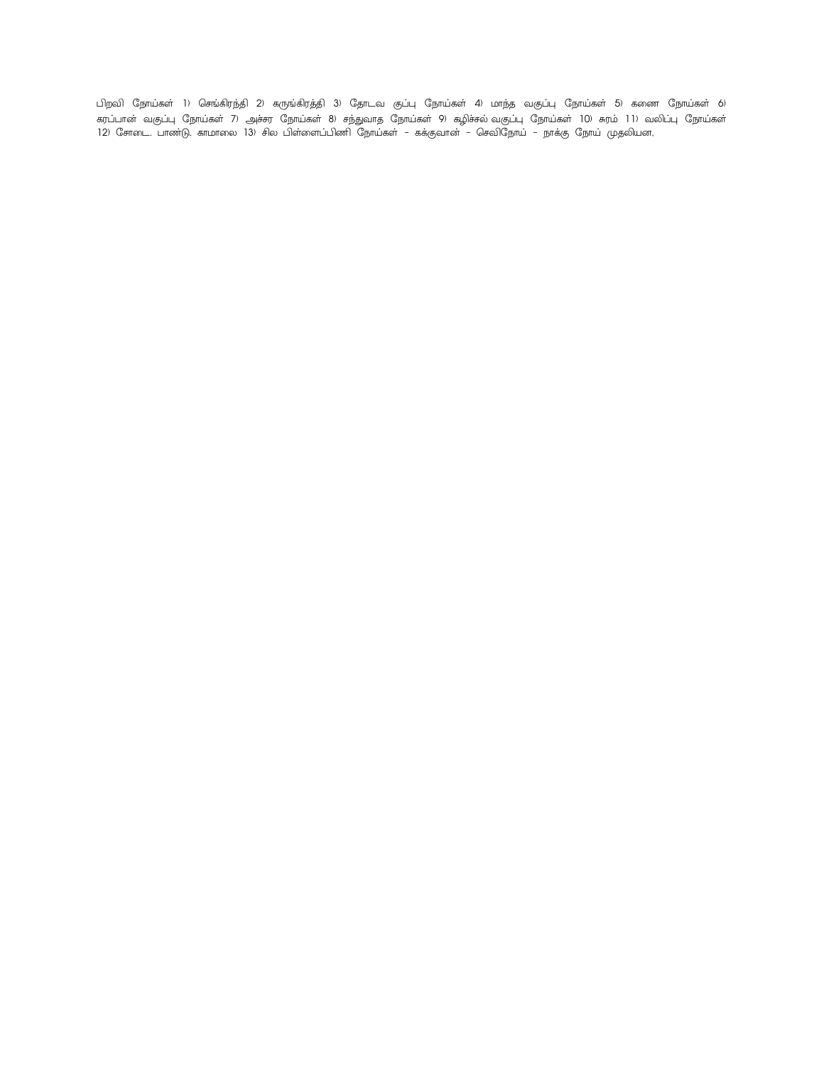பிறவி நோய்கள் 1) செங்கிரந்தி 2) கருங்கிரந்தி 3) தோடவ குப்பு நோய்கள் 4) மாந்த வகுப்பு நோய்கள் 5) கணை நோய்கள் 6) கரப்பான் வகுப்பு நோய்கள் 7) அச்சர நோய்கள் 8) சந்துவாத நோய்கள் 9) கழிச்சல் வகுப்பு நோய்கள் 10) சுரம் 11) வலிப்பு நோய்கள் 12) சோடை. பாண்டு. காமாலை 13) சில பிள்ளைப்பிணி நோய்கள் - கக்குவான் - செவிநோய் - நாக்கு நோய் முதலியன,